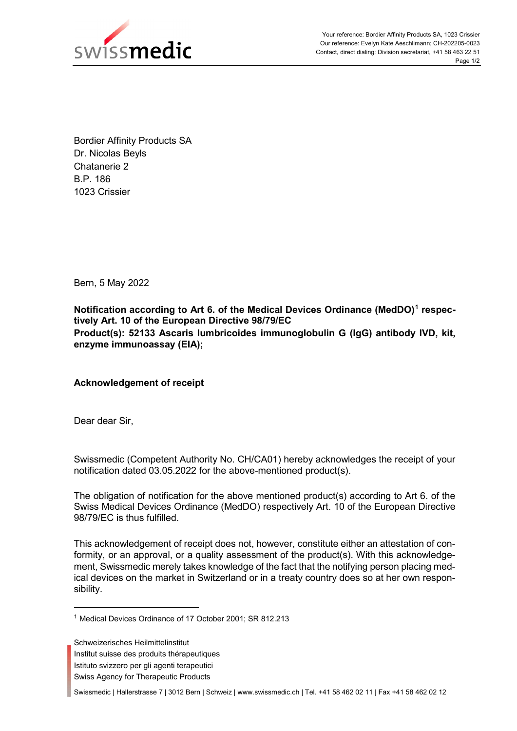Your reference: Bordier Affinity Products SA, 1023 Crissier
Our reference: Evelyn Kate Aeschlimann; CH-202205-0023
Contact, direct dialing: Division secretariat, +41 58 463 22 51

Bordier Affinity Products SA
Dr. Nicolas Beyls
Chatanerie 2
B.P. 186
1023 Crissier

Bern, 5 May 2022

**Notification according to Art 6. of the Medical Devices Ordinance (MedDO)[1] respectively Art. 10 of the European Directive 98/79/EC**
**Product(s): 52133 Ascaris lumbricoides immunoglobulin G (IgG) antibody IVD, kit, enzyme immunoassay (EIA);**

**Acknowledgement of receipt**

Dear dear Sir,

Swissmedic (Competent Authority No. CH/CA01) hereby acknowledges the receipt of your notification dated 03.05.2022 for the above-mentioned product(s).

The obligation of notification for the above mentioned product(s) according to Art 6. of the Swiss Medical Devices Ordinance (MedDO) respectively Art. 10 of the European Directive 98/79/EC is thus fulfilled.

This acknowledgement of receipt does not, however, constitute either an attestation of conformity, or an approval, or a quality assessment of the product(s). With this acknowledgement, Swissmedic merely takes knowledge of the fact that the notifying person placing medical devices on the market in Switzerland or in a treaty country does so at her own responsibility.

[1] Medical Devices Ordinance of 17 October 2001; SR 812.213

Schweizerisches Heilmittelinstitut
Institut suisse des produits thérapeutiques
Istituto svizzero per gli agenti terapeutici
Swiss Agency for Therapeutic Products

Swissmedic | Hallerstrasse 7 | 3012 Bern | Schweiz | www.swissmedic.ch | Tel. +41 58 462 02 11 | Fax +41 58 462 02 12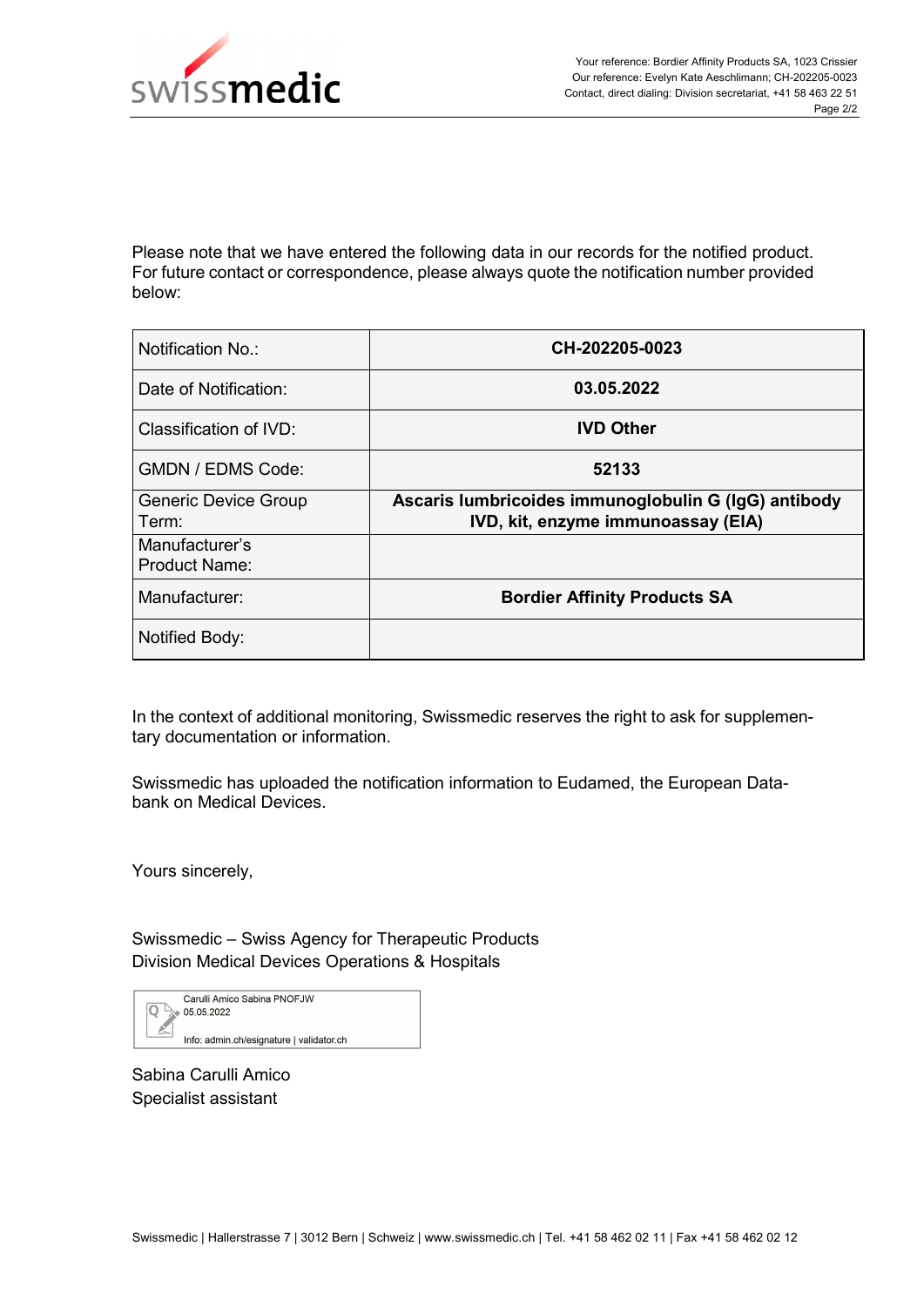Please note that we have entered the following data in our records for the notified product. For future contact or correspondence, please always quote the notification number provided below:

| | |
|---|---|
| Notification No.: | **CH-202205-0023** |
| Date of Notification: | **03.05.2022** |
| Classification of IVD: | **IVD Other** |
| GMDN / EDMS Code: | **52133** |
| Generic Device Group Term: | **Ascaris lumbricoides immunoglobulin G (IgG) antibody IVD, kit, enzyme immunoassay (EIA)** |
| Manufacturer's Product Name: | |
| Manufacturer: | **Bordier Affinity Products SA** |
| Notified Body: | |

In the context of additional monitoring, Swissmedic reserves the right to ask for supplementary documentation or information.

Swissmedic has uploaded the notification information to Eudamed, the European Databank on Medical Devices.

Yours sincerely,

Swissmedic – Swiss Agency for Therapeutic Products
Division Medical Devices Operations & Hospitals

Carulli Amico Sabina PNOFJW
05.05.2022
Info: admin.ch/esignature | validator.ch

Sabina Carulli Amico
Specialist assistant